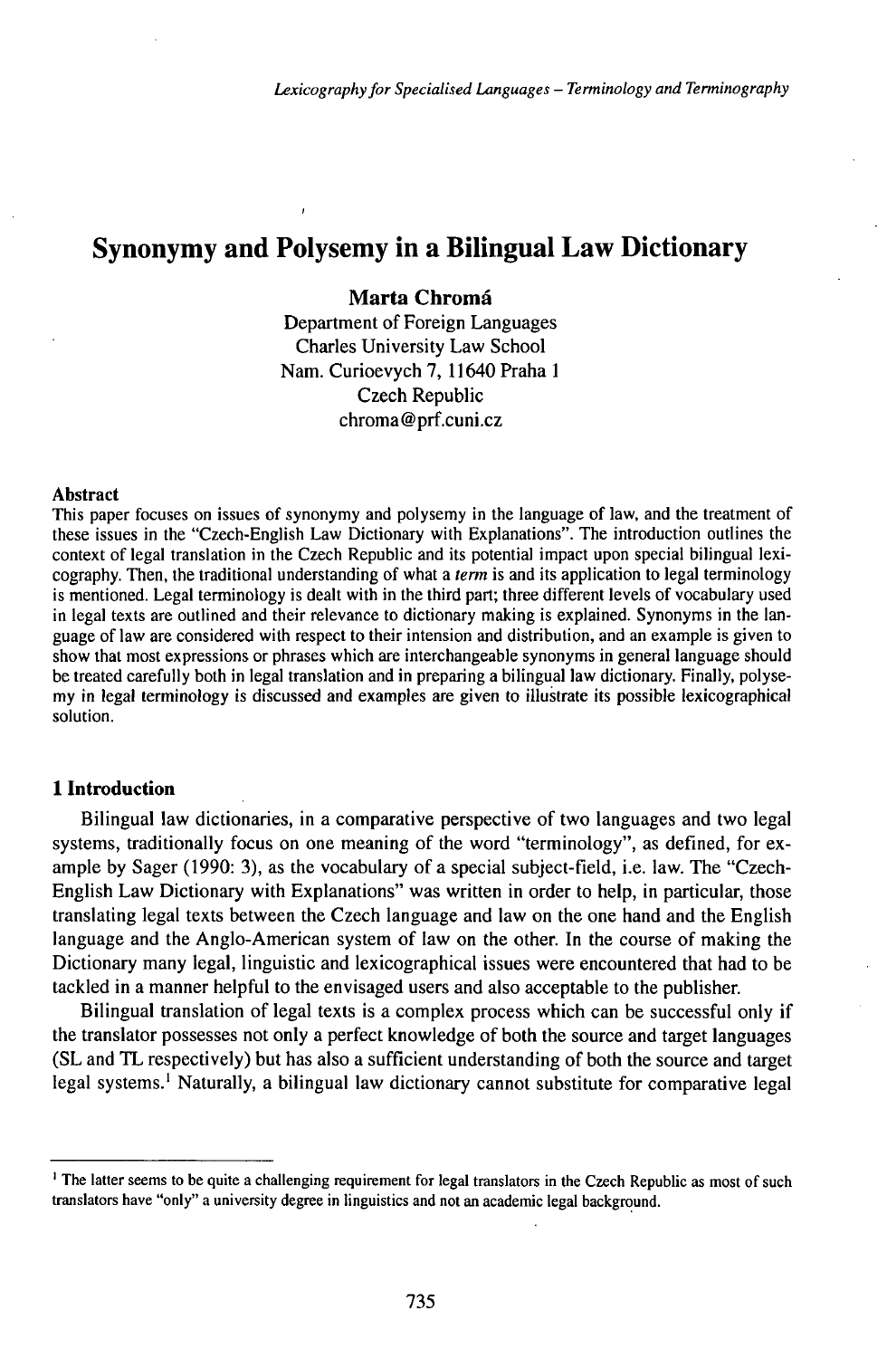# Synonymy and Polysemy in a Bilingual Law Dictionary

**Marta Chromá**
Department of Foreign Languages
Charles University Law School
Nam. Curioevych 7, 11640 Praha 1
Czech Republic
chroma@prf.cuni.cz

#### Abstract

This paper focuses on issues of synonymy and polysemy in the language of law, and the treatment of these issues in the "Czech-English Law Dictionary with Explanations". The introduction outlines the context of legal translation in the Czech Republic and its potential impact upon special bilingual lexicography. Then, the traditional understanding of what a *term* is and its application to legal terminology is mentioned. Legal terminology is dealt with in the third part; three different levels of vocabulary used in legal texts are outlined and their relevance to dictionary making is explained. Synonyms in the language of law are considered with respect to their intension and distribution, and an example is given to show that most expressions or phrases which are interchangeable synonyms in general language should be treated carefully both in legal translation and in preparing a bilingual law dictionary. Finally, polysemy in legal terminology is discussed and examples are given to illustrate its possible lexicographical solution.

## 1 Introduction

Bilingual law dictionaries, in a comparative perspective of two languages and two legal systems, traditionally focus on one meaning of the word "terminology", as defined, for example by Sager (1990: 3), as the vocabulary of a special subject-field, i.e. law. The "Czech-English Law Dictionary with Explanations" was written in order to help, in particular, those translating legal texts between the Czech language and law on the one hand and the English language and the Anglo-American system of law on the other. In the course of making the Dictionary many legal, linguistic and lexicographical issues were encountered that had to be tackled in a manner helpful to the envisaged users and also acceptable to the publisher.

Bilingual translation of legal texts is a complex process which can be successful only if the translator possesses not only a perfect knowledge of both the source and target languages (SL and TL respectively) but has also a sufficient understanding of both the source and target legal systems.[1] Naturally, a bilingual law dictionary cannot substitute for comparative legal

---

[1] The latter seems to be quite a challenging requirement for legal translators in the Czech Republic as most of such translators have "only" a university degree in linguistics and not an academic legal background.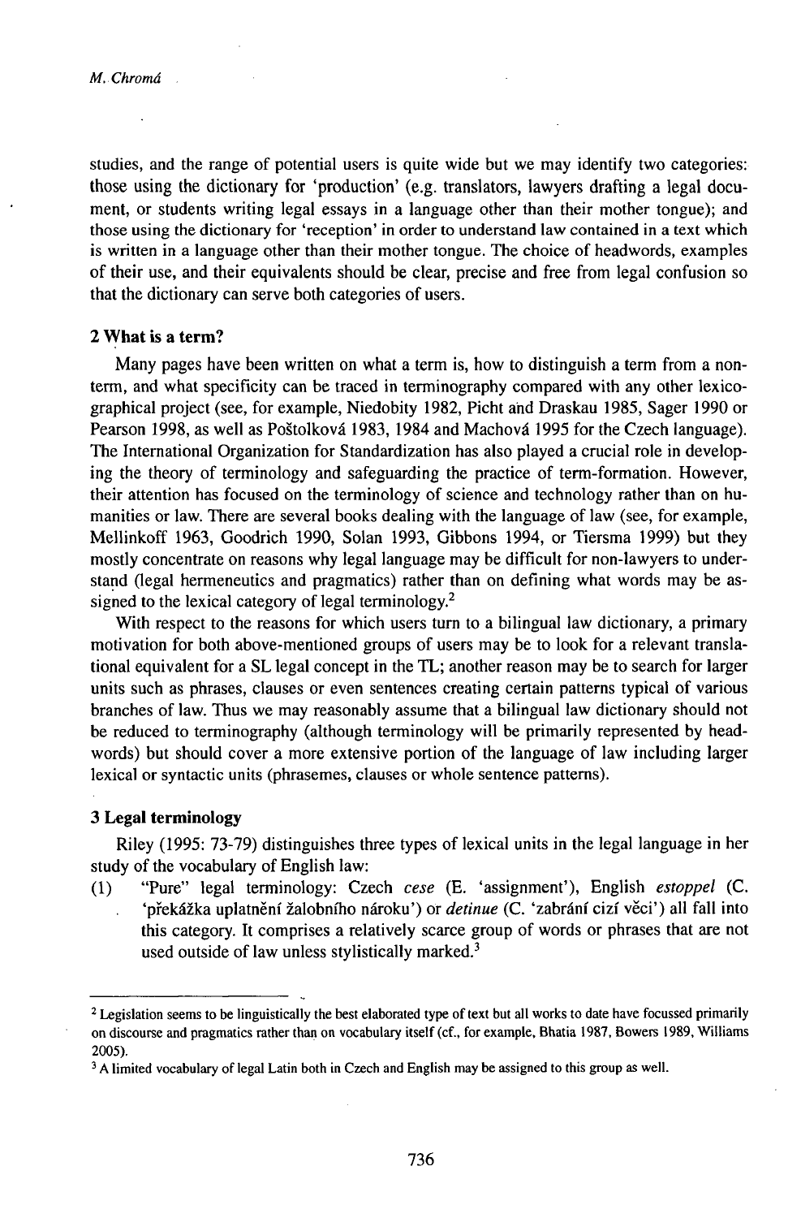studies, and the range of potential users is quite wide but we may identify two categories: those using the dictionary for 'production' (e.g. translators, lawyers drafting a legal document, or students writing legal essays in a language other than their mother tongue); and those using the dictionary for 'reception' in order to understand law contained in a text which is written in a language other than their mother tongue. The choice of headwords, examples of their use, and their equivalents should be clear, precise and free from legal confusion so that the dictionary can serve both categories of users.

## 2 What is a term?

Many pages have been written on what a term is, how to distinguish a term from a non-term, and what specificity can be traced in terminography compared with any other lexicographical project (see, for example, Niedobity 1982, Picht and Draskau 1985, Sager 1990 or Pearson 1998, as well as Poštolková 1983, 1984 and Machová 1995 for the Czech language). The International Organization for Standardization has also played a crucial role in developing the theory of terminology and safeguarding the practice of term-formation. However, their attention has focused on the terminology of science and technology rather than on humanities or law. There are several books dealing with the language of law (see, for example, Mellinkoff 1963, Goodrich 1990, Solan 1993, Gibbons 1994, or Tiersma 1999) but they mostly concentrate on reasons why legal language may be difficult for non-lawyers to understand (legal hermeneutics and pragmatics) rather than on defining what words may be assigned to the lexical category of legal terminology.[2]

With respect to the reasons for which users turn to a bilingual law dictionary, a primary motivation for both above-mentioned groups of users may be to look for a relevant translational equivalent for a SL legal concept in the TL; another reason may be to search for larger units such as phrases, clauses or even sentences creating certain patterns typical of various branches of law. Thus we may reasonably assume that a bilingual law dictionary should not be reduced to terminography (although terminology will be primarily represented by headwords) but should cover a more extensive portion of the language of law including larger lexical or syntactic units (phrasemes, clauses or whole sentence patterns).

## 3 Legal terminology

Riley (1995: 73-79) distinguishes three types of lexical units in the legal language in her study of the vocabulary of English law:

(1) "Pure" legal terminology: Czech *cese* (E. 'assignment'), English *estoppel* (C. 'překážka uplatnění žalobního nároku') or *detinue* (C. 'zabrání cizí věci') all fall into this category. It comprises a relatively scarce group of words or phrases that are not used outside of law unless stylistically marked.[3]

---

[2] Legislation seems to be linguistically the best elaborated type of text but all works to date have focussed primarily on discourse and pragmatics rather than on vocabulary itself (cf., for example, Bhatia 1987, Bowers 1989, Williams 2005).

[3] A limited vocabulary of legal Latin both in Czech and English may be assigned to this group as well.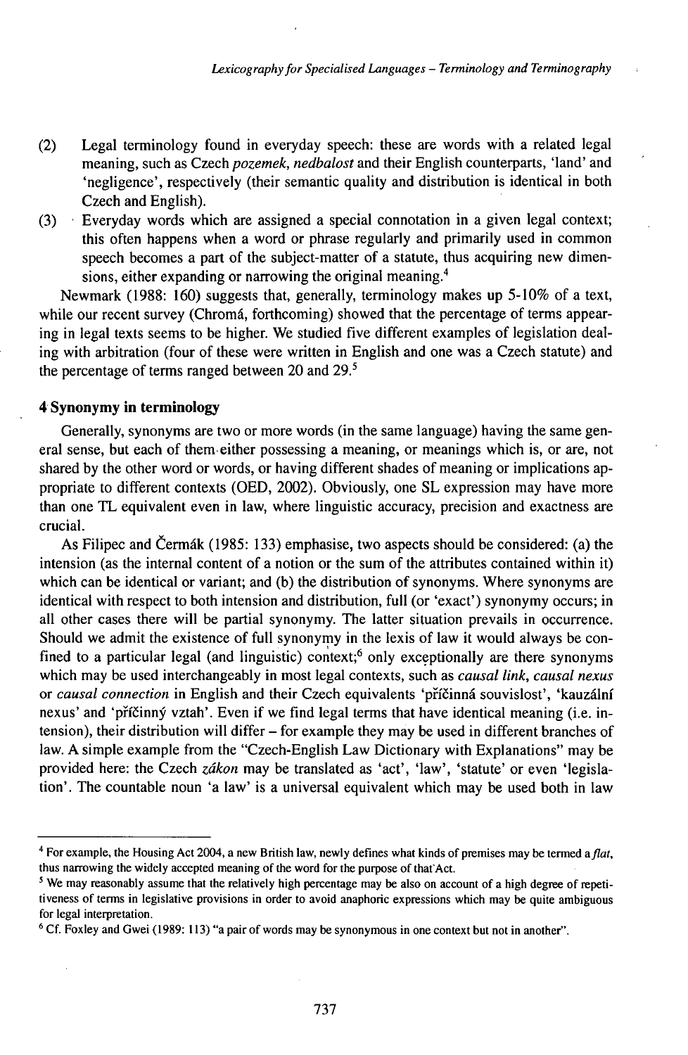(2) Legal terminology found in everyday speech: these are words with a related legal meaning, such as Czech *pozemek, nedbalost* and their English counterparts, 'land' and 'negligence', respectively (their semantic quality and distribution is identical in both Czech and English).

(3) Everyday words which are assigned a special connotation in a given legal context; this often happens when a word or phrase regularly and primarily used in common speech becomes a part of the subject-matter of a statute, thus acquiring new dimensions, either expanding or narrowing the original meaning.[4]

Newmark (1988: 160) suggests that, generally, terminology makes up 5-10% of a text, while our recent survey (Chromá, forthcoming) showed that the percentage of terms appearing in legal texts seems to be higher. We studied five different examples of legislation dealing with arbitration (four of these were written in English and one was a Czech statute) and the percentage of terms ranged between 20 and 29.[5]

## 4 Synonymy in terminology

Generally, synonyms are two or more words (in the same language) having the same general sense, but each of them either possessing a meaning, or meanings which is, or are, not shared by the other word or words, or having different shades of meaning or implications appropriate to different contexts (OED, 2002). Obviously, one SL expression may have more than one TL equivalent even in law, where linguistic accuracy, precision and exactness are crucial.

As Filipec and Čermák (1985: 133) emphasise, two aspects should be considered: (a) the intension (as the internal content of a notion or the sum of the attributes contained within it) which can be identical or variant; and (b) the distribution of synonyms. Where synonyms are identical with respect to both intension and distribution, full (or 'exact') synonymy occurs; in all other cases there will be partial synonymy. The latter situation prevails in occurrence. Should we admit the existence of full synonymy in the lexis of law it would always be confined to a particular legal (and linguistic) context;[6] only exceptionally are there synonyms which may be used interchangeably in most legal contexts, such as *causal link, causal nexus* or *causal connection* in English and their Czech equivalents 'příčinná souvislost', 'kauzální nexus' and 'příčinný vztah'. Even if we find legal terms that have identical meaning (i.e. intension), their distribution will differ – for example they may be used in different branches of law. A simple example from the "Czech-English Law Dictionary with Explanations" may be provided here: the Czech *zákon* may be translated as 'act', 'law', 'statute' or even 'legislation'. The countable noun 'a law' is a universal equivalent which may be used both in law

---

[4] For example, the Housing Act 2004, a new British law, newly defines what kinds of premises may be termed a *flat*, thus narrowing the widely accepted meaning of the word for the purpose of that Act.

[5] We may reasonably assume that the relatively high percentage may be also on account of a high degree of repetitiveness of terms in legislative provisions in order to avoid anaphoric expressions which may be quite ambiguous for legal interpretation.

[6] Cf. Foxley and Gwei (1989: 113) "a pair of words may be synonymous in one context but not in another".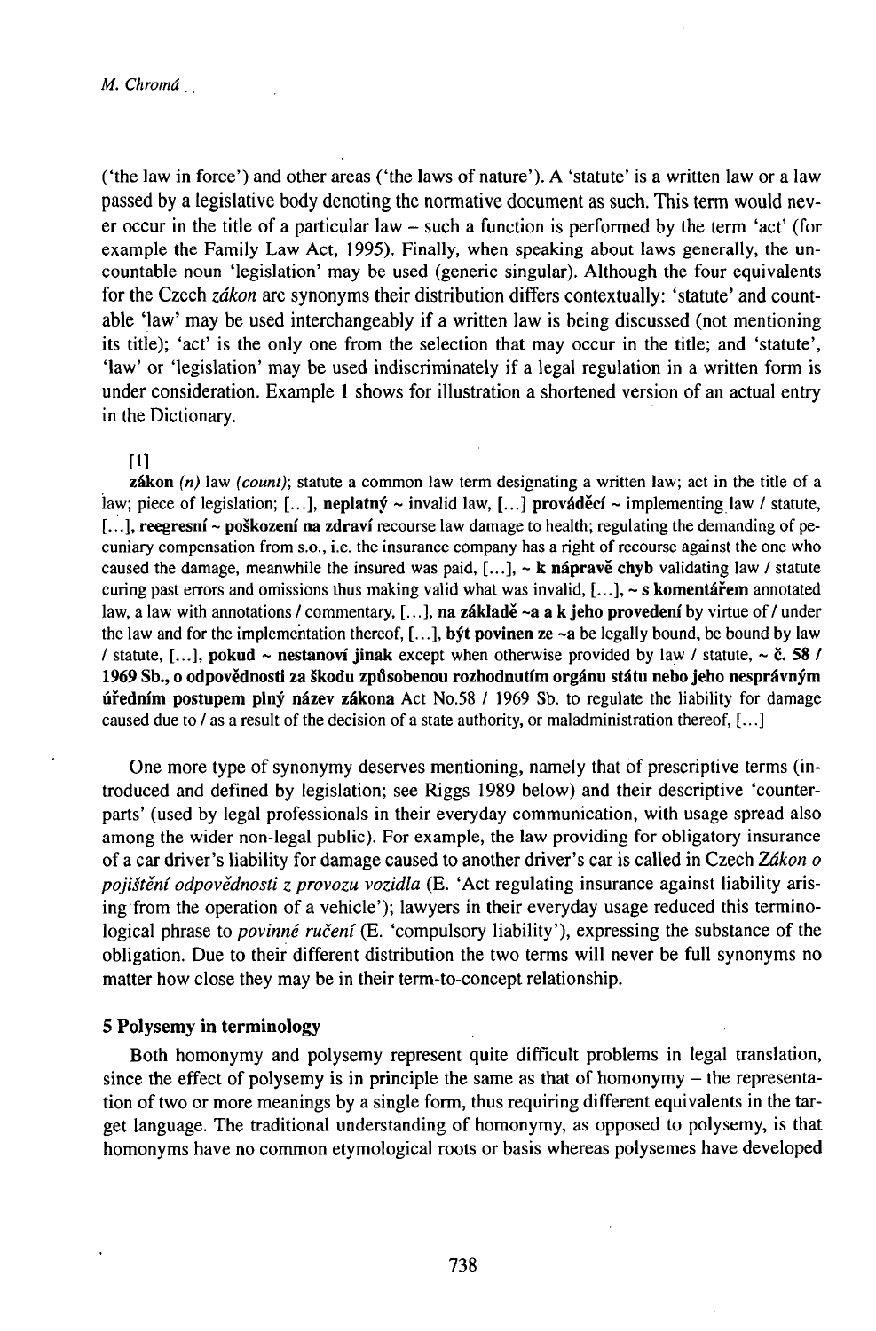('the law in force') and other areas ('the laws of nature'). A 'statute' is a written law or a law passed by a legislative body denoting the normative document as such. This term would never occur in the title of a particular law – such a function is performed by the term 'act' (for example the Family Law Act, 1995). Finally, when speaking about laws generally, the uncountable noun 'legislation' may be used (generic singular). Although the four equivalents for the Czech *zákon* are synonyms their distribution differs contextually: 'statute' and countable 'law' may be used interchangeably if a written law is being discussed (not mentioning its title); 'act' is the only one from the selection that may occur in the title; and 'statute', 'law' or 'legislation' may be used indiscriminately if a legal regulation in a written form is under consideration. Example 1 shows for illustration a shortened version of an actual entry in the Dictionary.

[1]

**zákon** *(n)* law *(count)*; statute a common law term designating a written law; act in the title of a law; piece of legislation; [...], **neplatný** ~ invalid law, [...] **prováděcí** ~ implementing law / statute, [...], **reegresní** ~ **poškození na zdraví** recourse law damage to health; regulating the demanding of pecuniary compensation from s.o., i.e. the insurance company has a right of recourse against the one who caused the damage, meanwhile the insured was paid, [...], ~ **k nápravě chyb** validating law / statute curing past errors and omissions thus making valid what was invalid, [...], ~ **s komentářem** annotated law, a law with annotations / commentary, [...], **na základě ~a a k jeho provedení** by virtue of / under the law and for the implementation thereof, [...], **být povinen ze ~a** be legally bound, be bound by law / statute, [...], **pokud ~ nestanoví jinak** except when otherwise provided by law / statute, ~ **č. 58 / 1969 Sb., o odpovědnosti za škodu způsobenou rozhodnutím orgánu státu nebo jeho nesprávným úředním postupem plný název zákona** Act No.58 / 1969 Sb. to regulate the liability for damage caused due to / as a result of the decision of a state authority, or maladministration thereof, [...]

One more type of synonymy deserves mentioning, namely that of prescriptive terms (introduced and defined by legislation; see Riggs 1989 below) and their descriptive 'counterparts' (used by legal professionals in their everyday communication, with usage spread also among the wider non-legal public). For example, the law providing for obligatory insurance of a car driver's liability for damage caused to another driver's car is called in Czech *Zákon o pojištění odpovědnosti z provozu vozidla* (E. 'Act regulating insurance against liability arising from the operation of a vehicle'); lawyers in their everyday usage reduced this terminological phrase to *povinné ručení* (E. 'compulsory liability'), expressing the substance of the obligation. Due to their different distribution the two terms will never be full synonyms no matter how close they may be in their term-to-concept relationship.

## 5 Polysemy in terminology

Both homonymy and polysemy represent quite difficult problems in legal translation, since the effect of polysemy is in principle the same as that of homonymy – the representation of two or more meanings by a single form, thus requiring different equivalents in the target language. The traditional understanding of homonymy, as opposed to polysemy, is that homonyms have no common etymological roots or basis whereas polysemes have developed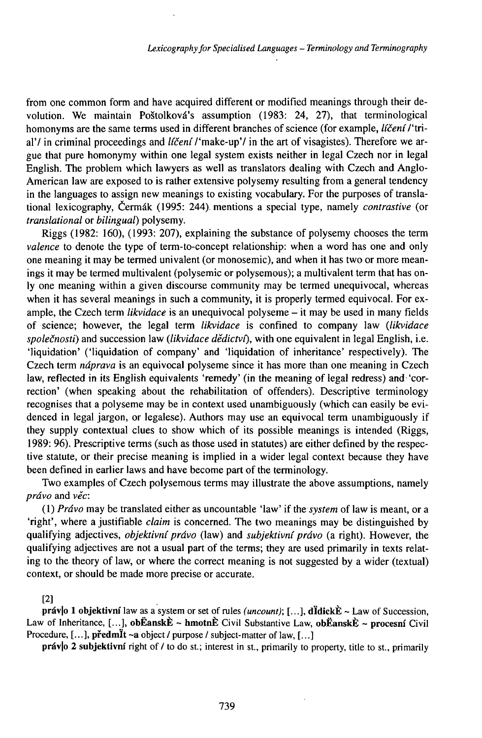from one common form and have acquired different or modified meanings through their devolution. We maintain Poštolková's assumption (1983: 24, 27), that terminological homonyms are the same terms used in different branches of science (for example, *líčení* /'trial'/ in criminal proceedings and *líčení* /'make-up'/ in the art of visagistes). Therefore we argue that pure homonymy within one legal system exists neither in legal Czech nor in legal English. The problem which lawyers as well as translators dealing with Czech and Anglo-American law are exposed to is rather extensive polysemy resulting from a general tendency in the languages to assign new meanings to existing vocabulary. For the purposes of translational lexicography, Čermák (1995: 244). mentions a special type, namely *contrastive* (or *translational* or *bilingual*) polysemy.

Riggs (1982: 160), (1993: 207), explaining the substance of polysemy chooses the term *valence* to denote the type of term-to-concept relationship: when a word has one and only one meaning it may be termed univalent (or monosemic), and when it has two or more meanings it may be termed multivalent (polysemic or polysemous); a multivalent term that has only one meaning within a given discourse community may be termed unequivocal, whereas when it has several meanings in such a community, it is properly termed equivocal. For example, the Czech term *likvidace* is an unequivocal polyseme – it may be used in many fields of science; however, the legal term *likvidace* is confined to company law (*likvidace společnosti*) and succession law (*likvidace dědictví*), with one equivalent in legal English, i.e. 'liquidation' ('liquidation of company' and 'liquidation of inheritance' respectively). The Czech term *náprava* is an equivocal polyseme since it has more than one meaning in Czech law, reflected in its English equivalents 'remedy' (in the meaning of legal redress) and 'correction' (when speaking about the rehabilitation of offenders). Descriptive terminology recognises that a polyseme may be in context used unambiguously (which can easily be evidenced in legal jargon, or legalese). Authors may use an equivocal term unambiguously if they supply contextual clues to show which of its possible meanings is intended (Riggs, 1989: 96). Prescriptive terms (such as those used in statutes) are either defined by the respective statute, or their precise meaning is implied in a wider legal context because they have been defined in earlier laws and have become part of the terminology.

Two examples of Czech polysemous terms may illustrate the above assumptions, namely *právo* and *věc*:

(1) *Právo* may be translated either as uncountable 'law' if the *system* of law is meant, or a 'right', where a justifiable *claim* is concerned. The two meanings may be distinguished by qualifying adjectives, *objektivní právo* (law) and *subjektivní právo* (a right). However, the qualifying adjectives are not a usual part of the terms; they are used primarily in texts relating to the theory of law, or where the correct meaning is not suggested by a wider (textual) context, or should be made more precise or accurate.

[2]

**práv|o 1 objektivní** law as a system or set of rules *(uncount)*; [...], **dědické ~** Law of Succession, Law of Inheritance, [...], **občanské ~ hmotné** Civil Substantive Law, **občanské ~ procesní** Civil Procedure, [...], **předmět ~a** object / purpose / subject-matter of law, [...]

**práv|o 2 subjektivní** right of / to do st.; interest in st., primarily to property, title to st., primarily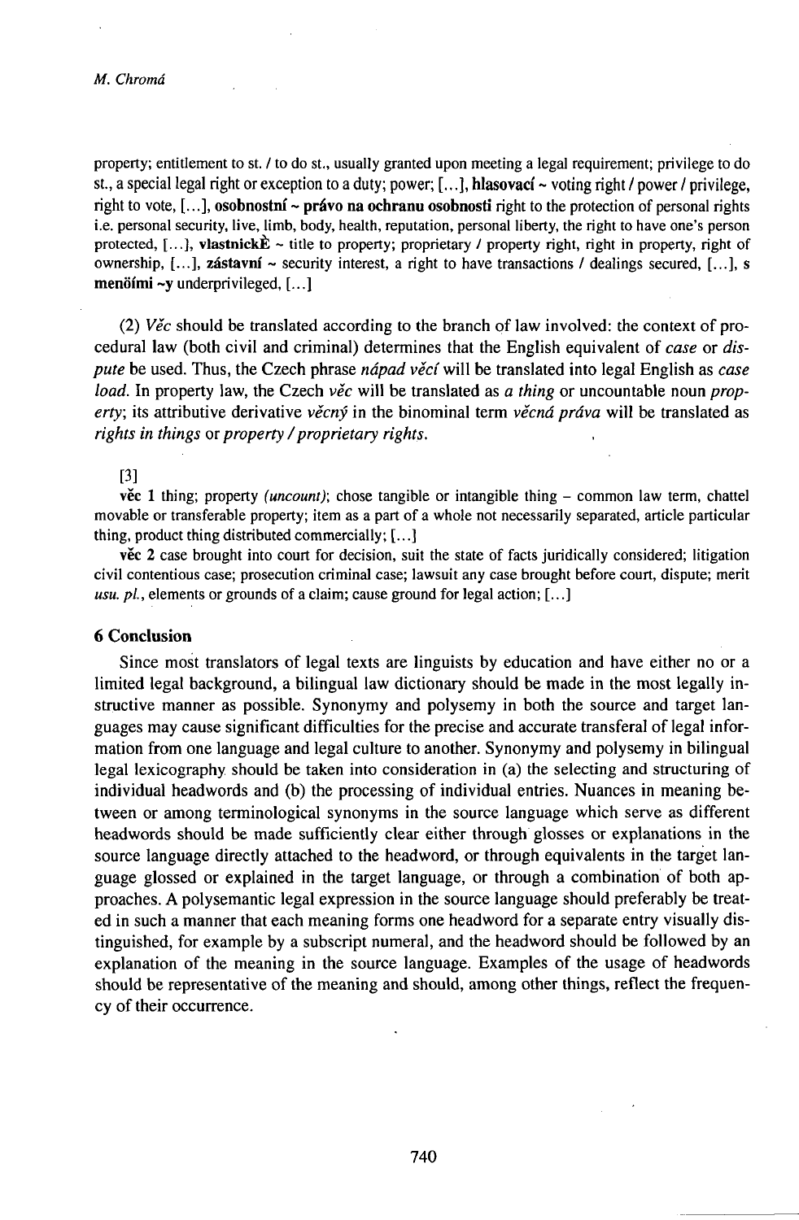property; entitlement to st. / to do st., usually granted upon meeting a legal requirement; privilege to do st., a special legal right or exception to a duty; power; [...], **hlasovací ~** voting right / power / privilege, right to vote, [...], **osobnostní ~ právo na ochranu osobnosti** right to the protection of personal rights i.e. personal security, live, limb, body, health, reputation, personal liberty, the right to have one's person protected, [...], **vlastnickÈ ~** title to property; proprietary / property right, right in property, right of ownership, [...], **zástavní ~** security interest, a right to have transactions / dealings secured, [...], **s menöími ~y** underprivileged, [...]

(2) *Věc* should be translated according to the branch of law involved: the context of procedural law (both civil and criminal) determines that the English equivalent of *case* or *dispute* be used. Thus, the Czech phrase *nápad věcí* will be translated into legal English as *case load.* In property law, the Czech *věc* will be translated as *a thing* or uncountable noun *property*; its attributive derivative *věcný* in the binominal term *věcná práva* will be translated as *rights in things* or *property / proprietary rights.*

[3]

**věc 1** thing; property *(uncount)*; chose tangible or intangible thing – common law term, chattel movable or transferable property; item as a part of a whole not necessarily separated, article particular thing, product thing distributed commercially; [...]

**věc 2** case brought into court for decision, suit the state of facts juridically considered; litigation civil contentious case; prosecution criminal case; lawsuit any case brought before court, dispute; merit *usu. pl.*, elements or grounds of a claim; cause ground for legal action; [...]

## 6 Conclusion

Since most translators of legal texts are linguists by education and have either no or a limited legal background, a bilingual law dictionary should be made in the most legally instructive manner as possible. Synonymy and polysemy in both the source and target languages may cause significant difficulties for the precise and accurate transferal of legal information from one language and legal culture to another. Synonymy and polysemy in bilingual legal lexicography should be taken into consideration in (a) the selecting and structuring of individual headwords and (b) the processing of individual entries. Nuances in meaning between or among terminological synonyms in the source language which serve as different headwords should be made sufficiently clear either through glosses or explanations in the source language directly attached to the headword, or through equivalents in the target language glossed or explained in the target language, or through a combination of both approaches. A polysemantic legal expression in the source language should preferably be treated in such a manner that each meaning forms one headword for a separate entry visually distinguished, for example by a subscript numeral, and the headword should be followed by an explanation of the meaning in the source language. Examples of the usage of headwords should be representative of the meaning and should, among other things, reflect the frequency of their occurrence.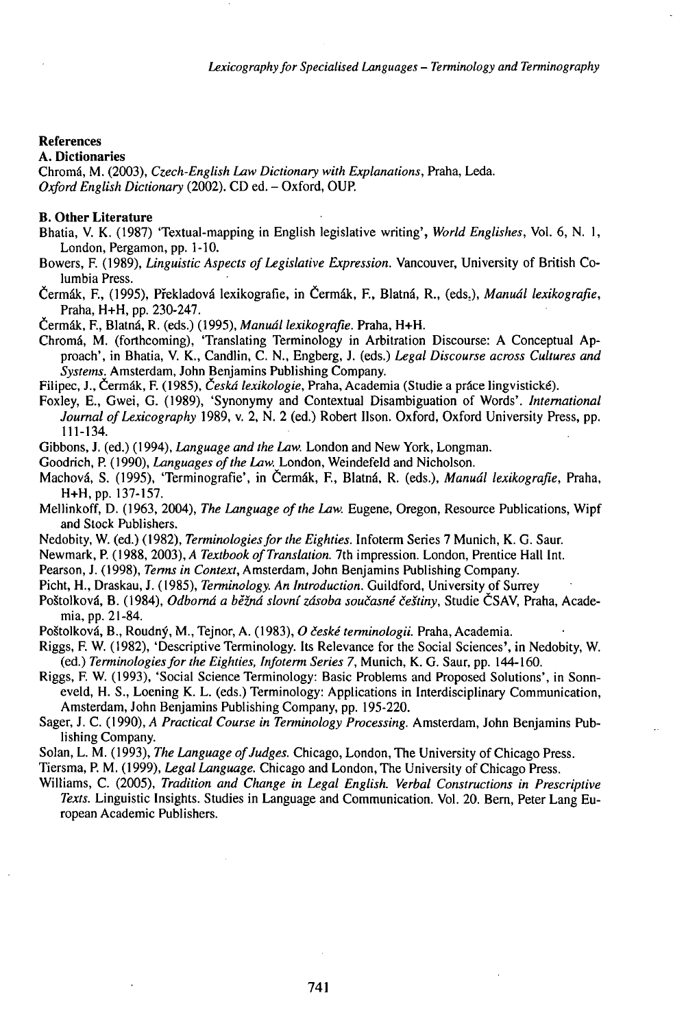**References**

**A. Dictionaries**

Chromá, M. (2003), *Czech-English Law Dictionary with Explanations*, Praha, Leda.

*Oxford English Dictionary* (2002). CD ed. – Oxford, OUP.

**B. Other Literature**

Bhatia, V. K. (1987) 'Textual-mapping in English legislative writing', *World Englishes*, Vol. 6, N. 1, London, Pergamon, pp. 1-10.

Bowers, F. (1989), *Linguistic Aspects of Legislative Expression*. Vancouver, University of British Columbia Press.

Čermák, F., (1995), Překladová lexikografie, in Čermák, F., Blatná, R., (eds.), *Manuál lexikografie*, Praha, H+H, pp. 230-247.

Čermák, F., Blatná, R. (eds.) (1995), *Manuál lexikografie*. Praha, H+H.

Chromá, M. (forthcoming), 'Translating Terminology in Arbitration Discourse: A Conceptual Approach', in Bhatia, V. K., Candlin, C. N., Engberg, J. (eds.) *Legal Discourse across Cultures and Systems*. Amsterdam, John Benjamins Publishing Company.

Filipec, J., Čermák, F. (1985), *Česká lexikologie*, Praha, Academia (Studie a práce lingvistické).

Foxley, E., Gwei, G. (1989), 'Synonymy and Contextual Disambiguation of Words'. *International Journal of Lexicography* 1989, v. 2, N. 2 (ed.) Robert Ilson. Oxford, Oxford University Press, pp. 111-134.

Gibbons, J. (ed.) (1994), *Language and the Law*. London and New York, Longman.

Goodrich, P. (1990), *Languages of the Law*. London, Weindefeld and Nicholson.

Machová, S. (1995), 'Terminografie', in Čermák, F., Blatná, R. (eds.), *Manuál lexikografie*, Praha, H+H, pp. 137-157.

Mellinkoff, D. (1963, 2004), *The Language of the Law*. Eugene, Oregon, Resource Publications, Wipf and Stock Publishers.

Nedobity, W. (ed.) (1982), *Terminologies for the Eighties*. Infoterm Series 7 Munich, K. G. Saur.

Newmark, P. (1988, 2003), *A Textbook of Translation*. 7th impression. London, Prentice Hall Int.

Pearson, J. (1998), *Terms in Context*, Amsterdam, John Benjamins Publishing Company.

Picht, H., Draskau, J. (1985), *Terminology. An Introduction*. Guildford, University of Surrey

Poštolková, B. (1984), *Odborná a běžná slovní zásoba současné češtiny*, Studie ČSAV, Praha, Academia, pp. 21-84.

Poštolková, B., Roudný, M., Tejnor, A. (1983), *O české terminologii*. Praha, Academia.

Riggs, F. W. (1982), 'Descriptive Terminology. Its Relevance for the Social Sciences', in Nedobity, W. (ed.) *Terminologies for the Eighties, Infoterm Series 7*, Munich, K. G. Saur, pp. 144-160.

Riggs, F. W. (1993), 'Social Science Terminology: Basic Problems and Proposed Solutions', in Sonneveld, H. S., Loening K. L. (eds.) Terminology: Applications in Interdisciplinary Communication, Amsterdam, John Benjamins Publishing Company, pp. 195-220.

Sager, J. C. (1990), *A Practical Course in Terminology Processing*. Amsterdam, John Benjamins Publishing Company.

Solan, L. M. (1993), *The Language of Judges*. Chicago, London, The University of Chicago Press.

Tiersma, P. M. (1999), *Legal Language*. Chicago and London, The University of Chicago Press.

Williams, C. (2005), *Tradition and Change in Legal English. Verbal Constructions in Prescriptive Texts*. Linguistic Insights. Studies in Language and Communication. Vol. 20. Bern, Peter Lang European Academic Publishers.